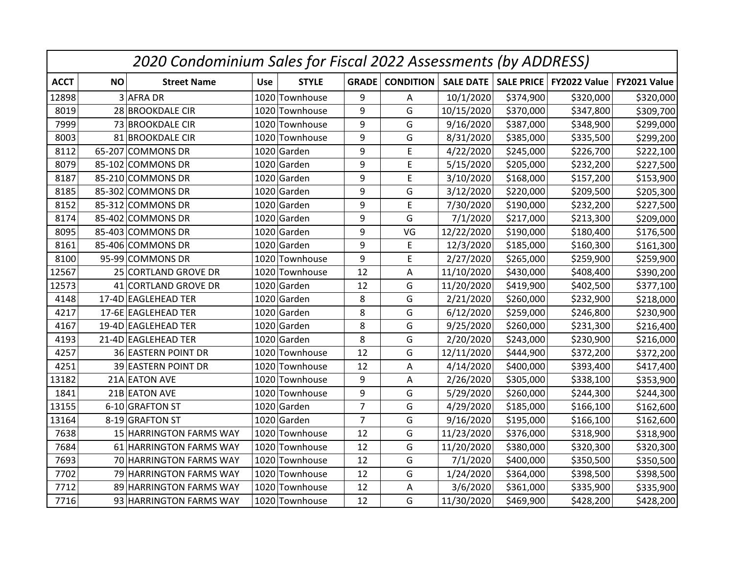# *2020 Condominium Sales for Fiscal 2022 Assessments (by ADDRESS)*

| ACCT | NO | Street Name | Use | STYLE | GRADE | CONDITION | SALE DATE | SALE PRICE | FY2022 Value | FY2021 Value |
|---|---|---|---|---|---|---|---|---|---|---|
| 12898 | 3 | AFRA DR | 1020 | Townhouse | 9 | A | 10/1/2020 | $374,900 | $320,000 | $320,000 |
| 8019 | 28 | BROOKDALE CIR | 1020 | Townhouse | 9 | G | 10/15/2020 | $370,000 | $347,800 | $309,700 |
| 7999 | 73 | BROOKDALE CIR | 1020 | Townhouse | 9 | G | 9/16/2020 | $387,000 | $348,900 | $299,000 |
| 8003 | 81 | BROOKDALE CIR | 1020 | Townhouse | 9 | G | 8/31/2020 | $385,000 | $335,500 | $299,200 |
| 8112 | 65-207 | COMMONS DR | 1020 | Garden | 9 | E | 4/22/2020 | $245,000 | $226,700 | $222,100 |
| 8079 | 85-102 | COMMONS DR | 1020 | Garden | 9 | E | 5/15/2020 | $205,000 | $232,200 | $227,500 |
| 8187 | 85-210 | COMMONS DR | 1020 | Garden | 9 | E | 3/10/2020 | $168,000 | $157,200 | $153,900 |
| 8185 | 85-302 | COMMONS DR | 1020 | Garden | 9 | G | 3/12/2020 | $220,000 | $209,500 | $205,300 |
| 8152 | 85-312 | COMMONS DR | 1020 | Garden | 9 | E | 7/30/2020 | $190,000 | $232,200 | $227,500 |
| 8174 | 85-402 | COMMONS DR | 1020 | Garden | 9 | G | 7/1/2020 | $217,000 | $213,300 | $209,000 |
| 8095 | 85-403 | COMMONS DR | 1020 | Garden | 9 | VG | 12/22/2020 | $190,000 | $180,400 | $176,500 |
| 8161 | 85-406 | COMMONS DR | 1020 | Garden | 9 | E | 12/3/2020 | $185,000 | $160,300 | $161,300 |
| 8100 | 95-99 | COMMONS DR | 1020 | Townhouse | 9 | E | 2/27/2020 | $265,000 | $259,900 | $259,900 |
| 12567 | 25 | CORTLAND GROVE DR | 1020 | Townhouse | 12 | A | 11/10/2020 | $430,000 | $408,400 | $390,200 |
| 12573 | 41 | CORTLAND GROVE DR | 1020 | Garden | 12 | G | 11/20/2020 | $419,900 | $402,500 | $377,100 |
| 4148 | 17-4D | EAGLEHEAD TER | 1020 | Garden | 8 | G | 2/21/2020 | $260,000 | $232,900 | $218,000 |
| 4217 | 17-6E | EAGLEHEAD TER | 1020 | Garden | 8 | G | 6/12/2020 | $259,000 | $246,800 | $230,900 |
| 4167 | 19-4D | EAGLEHEAD TER | 1020 | Garden | 8 | G | 9/25/2020 | $260,000 | $231,300 | $216,400 |
| 4193 | 21-4D | EAGLEHEAD TER | 1020 | Garden | 8 | G | 2/20/2020 | $243,000 | $230,900 | $216,000 |
| 4257 | 36 | EASTERN POINT DR | 1020 | Townhouse | 12 | G | 12/11/2020 | $444,900 | $372,200 | $372,200 |
| 4251 | 39 | EASTERN POINT DR | 1020 | Townhouse | 12 | A | 4/14/2020 | $400,000 | $393,400 | $417,400 |
| 13182 | 21A | EATON AVE | 1020 | Townhouse | 9 | A | 2/26/2020 | $305,000 | $338,100 | $353,900 |
| 1841 | 21B | EATON AVE | 1020 | Townhouse | 9 | G | 5/29/2020 | $260,000 | $244,300 | $244,300 |
| 13155 | 6-10 | GRAFTON ST | 1020 | Garden | 7 | G | 4/29/2020 | $185,000 | $166,100 | $162,600 |
| 13164 | 8-19 | GRAFTON ST | 1020 | Garden | 7 | G | 9/16/2020 | $195,000 | $166,100 | $162,600 |
| 7638 | 15 | HARRINGTON FARMS WAY | 1020 | Townhouse | 12 | G | 11/23/2020 | $376,000 | $318,900 | $318,900 |
| 7684 | 61 | HARRINGTON FARMS WAY | 1020 | Townhouse | 12 | G | 11/20/2020 | $380,000 | $320,300 | $320,300 |
| 7693 | 70 | HARRINGTON FARMS WAY | 1020 | Townhouse | 12 | G | 7/1/2020 | $400,000 | $350,500 | $350,500 |
| 7702 | 79 | HARRINGTON FARMS WAY | 1020 | Townhouse | 12 | G | 1/24/2020 | $364,000 | $398,500 | $398,500 |
| 7712 | 89 | HARRINGTON FARMS WAY | 1020 | Townhouse | 12 | A | 3/6/2020 | $361,000 | $335,900 | $335,900 |
| 7716 | 93 | HARRINGTON FARMS WAY | 1020 | Townhouse | 12 | G | 11/30/2020 | $469,900 | $428,200 | $428,200 |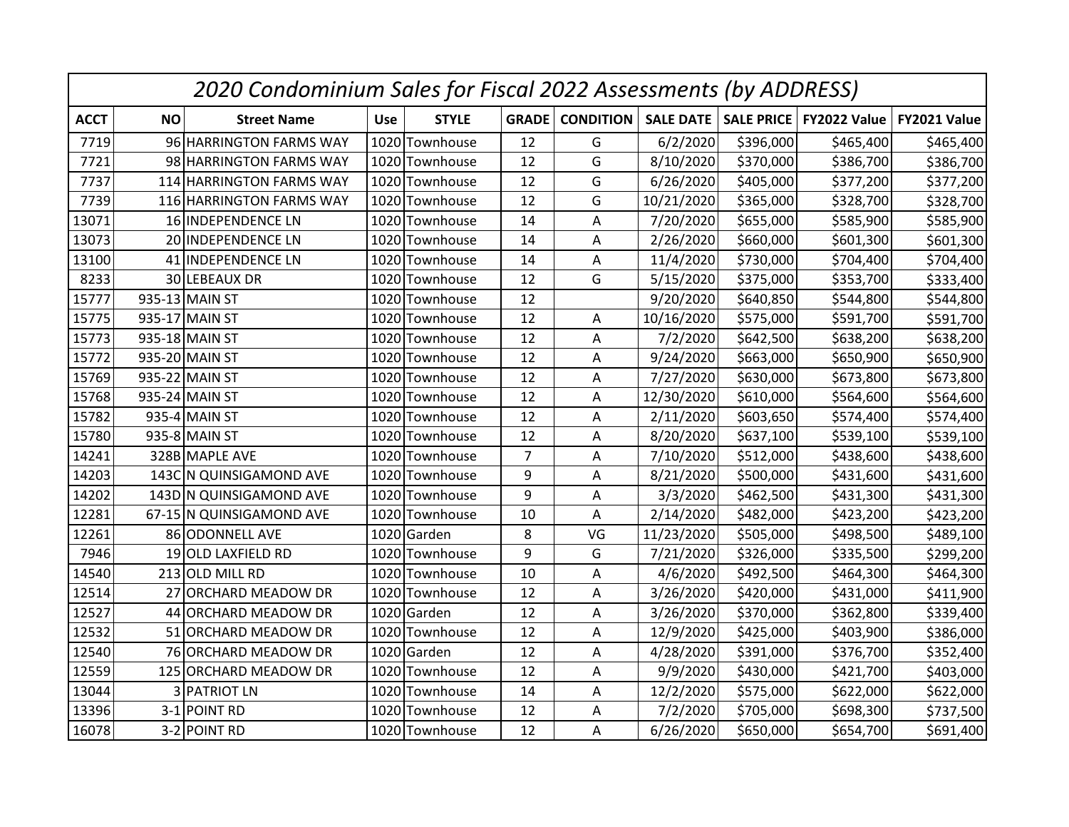# 2020 Condominium Sales for Fiscal 2022 Assessments (by ADDRESS)

| ACCT | NO | Street Name | Use | STYLE | GRADE | CONDITION | SALE DATE | SALE PRICE | FY2022 Value | FY2021 Value |
|---|---|---|---|---|---|---|---|---|---|---|
| 7719 | 96 | HARRINGTON FARMS WAY | 1020 | Townhouse | 12 | G | 6/2/2020 | $396,000 | $465,400 | $465,400 |
| 7721 | 98 | HARRINGTON FARMS WAY | 1020 | Townhouse | 12 | G | 8/10/2020 | $370,000 | $386,700 | $386,700 |
| 7737 | 114 | HARRINGTON FARMS WAY | 1020 | Townhouse | 12 | G | 6/26/2020 | $405,000 | $377,200 | $377,200 |
| 7739 | 116 | HARRINGTON FARMS WAY | 1020 | Townhouse | 12 | G | 10/21/2020 | $365,000 | $328,700 | $328,700 |
| 13071 | 16 | INDEPENDENCE LN | 1020 | Townhouse | 14 | A | 7/20/2020 | $655,000 | $585,900 | $585,900 |
| 13073 | 20 | INDEPENDENCE LN | 1020 | Townhouse | 14 | A | 2/26/2020 | $660,000 | $601,300 | $601,300 |
| 13100 | 41 | INDEPENDENCE LN | 1020 | Townhouse | 14 | A | 11/4/2020 | $730,000 | $704,400 | $704,400 |
| 8233 | 30 | LEBEAUX DR | 1020 | Townhouse | 12 | G | 5/15/2020 | $375,000 | $353,700 | $333,400 |
| 15777 | 935-13 | MAIN ST | 1020 | Townhouse | 12 | | 9/20/2020 | $640,850 | $544,800 | $544,800 |
| 15775 | 935-17 | MAIN ST | 1020 | Townhouse | 12 | A | 10/16/2020 | $575,000 | $591,700 | $591,700 |
| 15773 | 935-18 | MAIN ST | 1020 | Townhouse | 12 | A | 7/2/2020 | $642,500 | $638,200 | $638,200 |
| 15772 | 935-20 | MAIN ST | 1020 | Townhouse | 12 | A | 9/24/2020 | $663,000 | $650,900 | $650,900 |
| 15769 | 935-22 | MAIN ST | 1020 | Townhouse | 12 | A | 7/27/2020 | $630,000 | $673,800 | $673,800 |
| 15768 | 935-24 | MAIN ST | 1020 | Townhouse | 12 | A | 12/30/2020 | $610,000 | $564,600 | $564,600 |
| 15782 | 935-4 | MAIN ST | 1020 | Townhouse | 12 | A | 2/11/2020 | $603,650 | $574,400 | $574,400 |
| 15780 | 935-8 | MAIN ST | 1020 | Townhouse | 12 | A | 8/20/2020 | $637,100 | $539,100 | $539,100 |
| 14241 | 328B | MAPLE AVE | 1020 | Townhouse | 7 | A | 7/10/2020 | $512,000 | $438,600 | $438,600 |
| 14203 | 143C | N QUINSIGAMOND AVE | 1020 | Townhouse | 9 | A | 8/21/2020 | $500,000 | $431,600 | $431,600 |
| 14202 | 143D | N QUINSIGAMOND AVE | 1020 | Townhouse | 9 | A | 3/3/2020 | $462,500 | $431,300 | $431,300 |
| 12281 | 67-15 | N QUINSIGAMOND AVE | 1020 | Townhouse | 10 | A | 2/14/2020 | $482,000 | $423,200 | $423,200 |
| 12261 | 86 | ODONNELL AVE | 1020 | Garden | 8 | VG | 11/23/2020 | $505,000 | $498,500 | $489,100 |
| 7946 | 19 | OLD LAXFIELD RD | 1020 | Townhouse | 9 | G | 7/21/2020 | $326,000 | $335,500 | $299,200 |
| 14540 | 213 | OLD MILL RD | 1020 | Townhouse | 10 | A | 4/6/2020 | $492,500 | $464,300 | $464,300 |
| 12514 | 27 | ORCHARD MEADOW DR | 1020 | Townhouse | 12 | A | 3/26/2020 | $420,000 | $431,000 | $411,900 |
| 12527 | 44 | ORCHARD MEADOW DR | 1020 | Garden | 12 | A | 3/26/2020 | $370,000 | $362,800 | $339,400 |
| 12532 | 51 | ORCHARD MEADOW DR | 1020 | Townhouse | 12 | A | 12/9/2020 | $425,000 | $403,900 | $386,000 |
| 12540 | 76 | ORCHARD MEADOW DR | 1020 | Garden | 12 | A | 4/28/2020 | $391,000 | $376,700 | $352,400 |
| 12559 | 125 | ORCHARD MEADOW DR | 1020 | Townhouse | 12 | A | 9/9/2020 | $430,000 | $421,700 | $403,000 |
| 13044 | 3 | PATRIOT LN | 1020 | Townhouse | 14 | A | 12/2/2020 | $575,000 | $622,000 | $622,000 |
| 13396 | 3-1 | POINT RD | 1020 | Townhouse | 12 | A | 7/2/2020 | $705,000 | $698,300 | $737,500 |
| 16078 | 3-2 | POINT RD | 1020 | Townhouse | 12 | A | 6/26/2020 | $650,000 | $654,700 | $691,400 |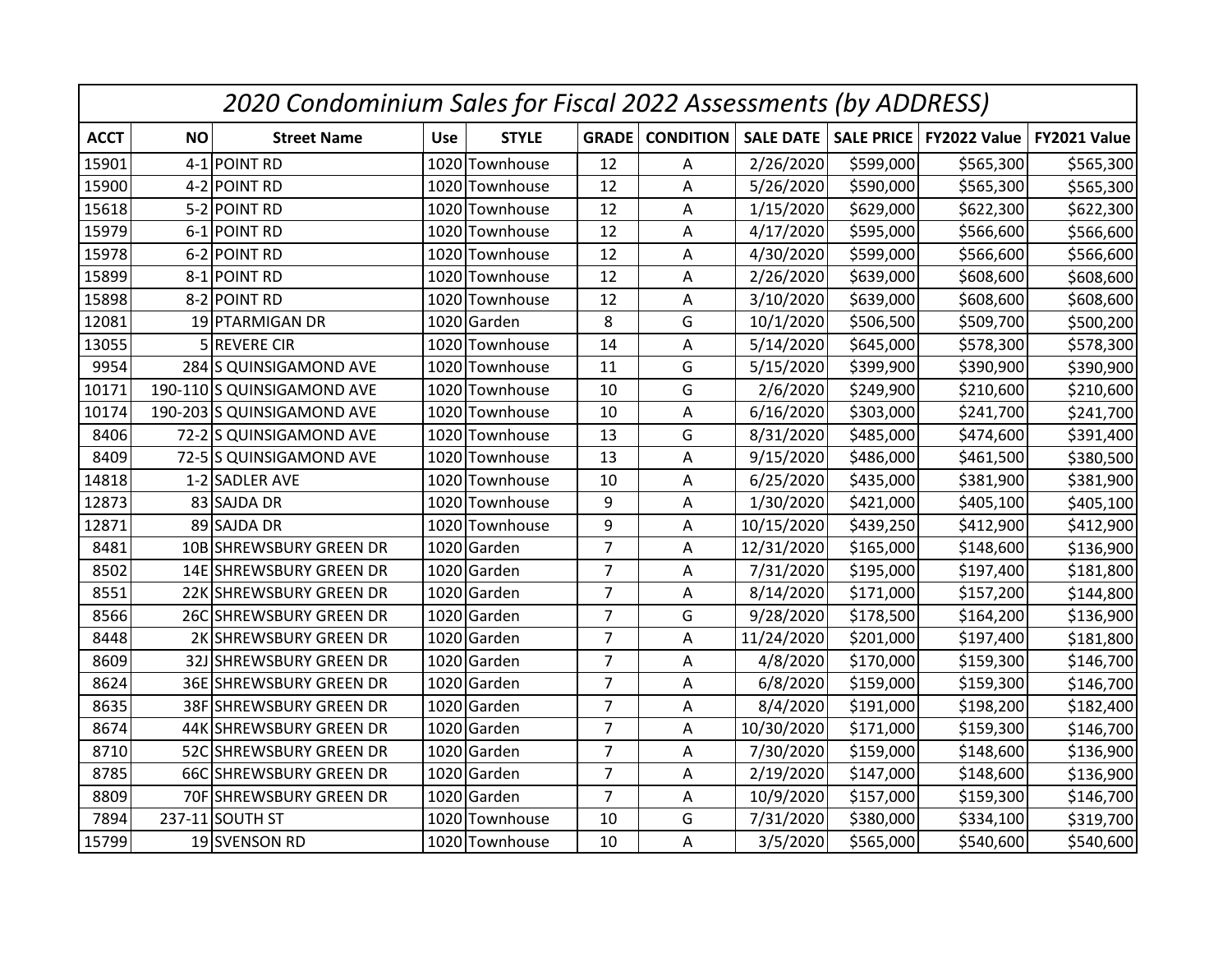| 2020 Condominium Sales for Fiscal 2022 Assessments (by ADDRESS) | | | | | | | | | | |
|---|---|---|---|---|---|---|---|---|---|---|
| ACCT | NO | Street Name | Use | STYLE | GRADE | CONDITION | SALE DATE | SALE PRICE | FY2022 Value | FY2021 Value |
| 15901 | 4-1 | POINT RD | 1020 | Townhouse | 12 | A | 2/26/2020 | $599,000 | $565,300 | $565,300 |
| 15900 | 4-2 | POINT RD | 1020 | Townhouse | 12 | A | 5/26/2020 | $590,000 | $565,300 | $565,300 |
| 15618 | 5-2 | POINT RD | 1020 | Townhouse | 12 | A | 1/15/2020 | $629,000 | $622,300 | $622,300 |
| 15979 | 6-1 | POINT RD | 1020 | Townhouse | 12 | A | 4/17/2020 | $595,000 | $566,600 | $566,600 |
| 15978 | 6-2 | POINT RD | 1020 | Townhouse | 12 | A | 4/30/2020 | $599,000 | $566,600 | $566,600 |
| 15899 | 8-1 | POINT RD | 1020 | Townhouse | 12 | A | 2/26/2020 | $639,000 | $608,600 | $608,600 |
| 15898 | 8-2 | POINT RD | 1020 | Townhouse | 12 | A | 3/10/2020 | $639,000 | $608,600 | $608,600 |
| 12081 | 19 | PTARMIGAN DR | 1020 | Garden | 8 | G | 10/1/2020 | $506,500 | $509,700 | $500,200 |
| 13055 | 5 | REVERE CIR | 1020 | Townhouse | 14 | A | 5/14/2020 | $645,000 | $578,300 | $578,300 |
| 9954 | 284 | S QUINSIGAMOND AVE | 1020 | Townhouse | 11 | G | 5/15/2020 | $399,900 | $390,900 | $390,900 |
| 10171 | 190-110 | S QUINSIGAMOND AVE | 1020 | Townhouse | 10 | G | 2/6/2020 | $249,900 | $210,600 | $210,600 |
| 10174 | 190-203 | S QUINSIGAMOND AVE | 1020 | Townhouse | 10 | A | 6/16/2020 | $303,000 | $241,700 | $241,700 |
| 8406 | 72-2 | S QUINSIGAMOND AVE | 1020 | Townhouse | 13 | G | 8/31/2020 | $485,000 | $474,600 | $391,400 |
| 8409 | 72-5 | S QUINSIGAMOND AVE | 1020 | Townhouse | 13 | A | 9/15/2020 | $486,000 | $461,500 | $380,500 |
| 14818 | 1-2 | SADLER AVE | 1020 | Townhouse | 10 | A | 6/25/2020 | $435,000 | $381,900 | $381,900 |
| 12873 | 83 | SAJDA DR | 1020 | Townhouse | 9 | A | 1/30/2020 | $421,000 | $405,100 | $405,100 |
| 12871 | 89 | SAJDA DR | 1020 | Townhouse | 9 | A | 10/15/2020 | $439,250 | $412,900 | $412,900 |
| 8481 | 10B | SHREWSBURY GREEN DR | 1020 | Garden | 7 | A | 12/31/2020 | $165,000 | $148,600 | $136,900 |
| 8502 | 14E | SHREWSBURY GREEN DR | 1020 | Garden | 7 | A | 7/31/2020 | $195,000 | $197,400 | $181,800 |
| 8551 | 22K | SHREWSBURY GREEN DR | 1020 | Garden | 7 | A | 8/14/2020 | $171,000 | $157,200 | $144,800 |
| 8566 | 26C | SHREWSBURY GREEN DR | 1020 | Garden | 7 | G | 9/28/2020 | $178,500 | $164,200 | $136,900 |
| 8448 | 2K | SHREWSBURY GREEN DR | 1020 | Garden | 7 | A | 11/24/2020 | $201,000 | $197,400 | $181,800 |
| 8609 | 32J | SHREWSBURY GREEN DR | 1020 | Garden | 7 | A | 4/8/2020 | $170,000 | $159,300 | $146,700 |
| 8624 | 36E | SHREWSBURY GREEN DR | 1020 | Garden | 7 | A | 6/8/2020 | $159,000 | $159,300 | $146,700 |
| 8635 | 38F | SHREWSBURY GREEN DR | 1020 | Garden | 7 | A | 8/4/2020 | $191,000 | $198,200 | $182,400 |
| 8674 | 44K | SHREWSBURY GREEN DR | 1020 | Garden | 7 | A | 10/30/2020 | $171,000 | $159,300 | $146,700 |
| 8710 | 52C | SHREWSBURY GREEN DR | 1020 | Garden | 7 | A | 7/30/2020 | $159,000 | $148,600 | $136,900 |
| 8785 | 66C | SHREWSBURY GREEN DR | 1020 | Garden | 7 | A | 2/19/2020 | $147,000 | $148,600 | $136,900 |
| 8809 | 70F | SHREWSBURY GREEN DR | 1020 | Garden | 7 | A | 10/9/2020 | $157,000 | $159,300 | $146,700 |
| 7894 | 237-11 | SOUTH ST | 1020 | Townhouse | 10 | G | 7/31/2020 | $380,000 | $334,100 | $319,700 |
| 15799 | 19 | SVENSON RD | 1020 | Townhouse | 10 | A | 3/5/2020 | $565,000 | $540,600 | $540,600 |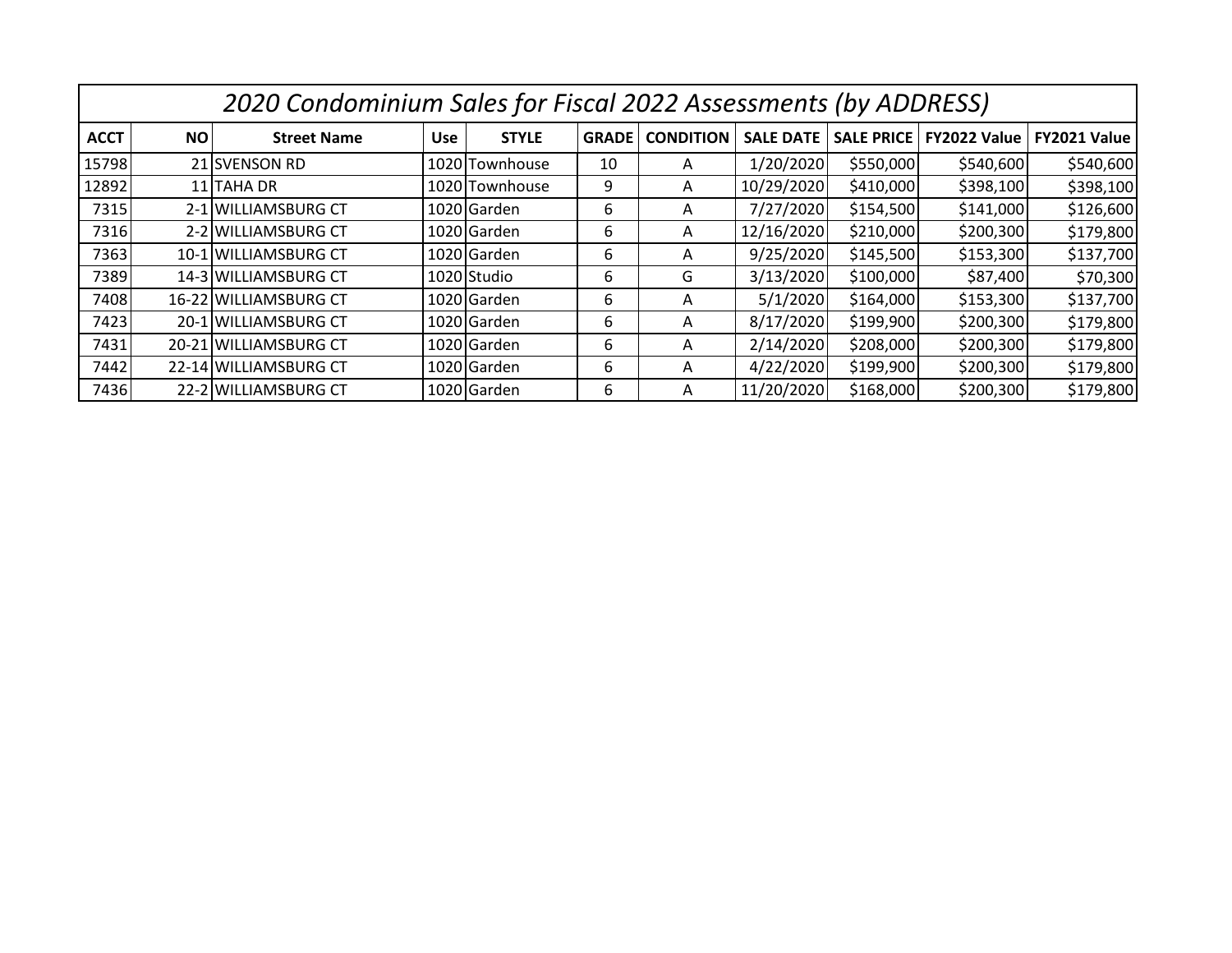*2020 Condominium Sales for Fiscal 2022 Assessments (by ADDRESS)*

| ACCT | NO | Street Name | Use | STYLE | GRADE | CONDITION | SALE DATE | SALE PRICE | FY2022 Value | FY2021 Value |
|---|---|---|---|---|---|---|---|---|---|---|
| 15798 | 21 | SVENSON RD | 1020 | Townhouse | 10 | A | 1/20/2020 | $550,000 | $540,600 | $540,600 |
| 12892 | 11 | TAHA DR | 1020 | Townhouse | 9 | A | 10/29/2020 | $410,000 | $398,100 | $398,100 |
| 7315 | 2-1 | WILLIAMSBURG CT | 1020 | Garden | 6 | A | 7/27/2020 | $154,500 | $141,000 | $126,600 |
| 7316 | 2-2 | WILLIAMSBURG CT | 1020 | Garden | 6 | A | 12/16/2020 | $210,000 | $200,300 | $179,800 |
| 7363 | 10-1 | WILLIAMSBURG CT | 1020 | Garden | 6 | A | 9/25/2020 | $145,500 | $153,300 | $137,700 |
| 7389 | 14-3 | WILLIAMSBURG CT | 1020 | Studio | 6 | G | 3/13/2020 | $100,000 | $87,400 | $70,300 |
| 7408 | 16-22 | WILLIAMSBURG CT | 1020 | Garden | 6 | A | 5/1/2020 | $164,000 | $153,300 | $137,700 |
| 7423 | 20-1 | WILLIAMSBURG CT | 1020 | Garden | 6 | A | 8/17/2020 | $199,900 | $200,300 | $179,800 |
| 7431 | 20-21 | WILLIAMSBURG CT | 1020 | Garden | 6 | A | 2/14/2020 | $208,000 | $200,300 | $179,800 |
| 7442 | 22-14 | WILLIAMSBURG CT | 1020 | Garden | 6 | A | 4/22/2020 | $199,900 | $200,300 | $179,800 |
| 7436 | 22-2 | WILLIAMSBURG CT | 1020 | Garden | 6 | A | 11/20/2020 | $168,000 | $200,300 | $179,800 |